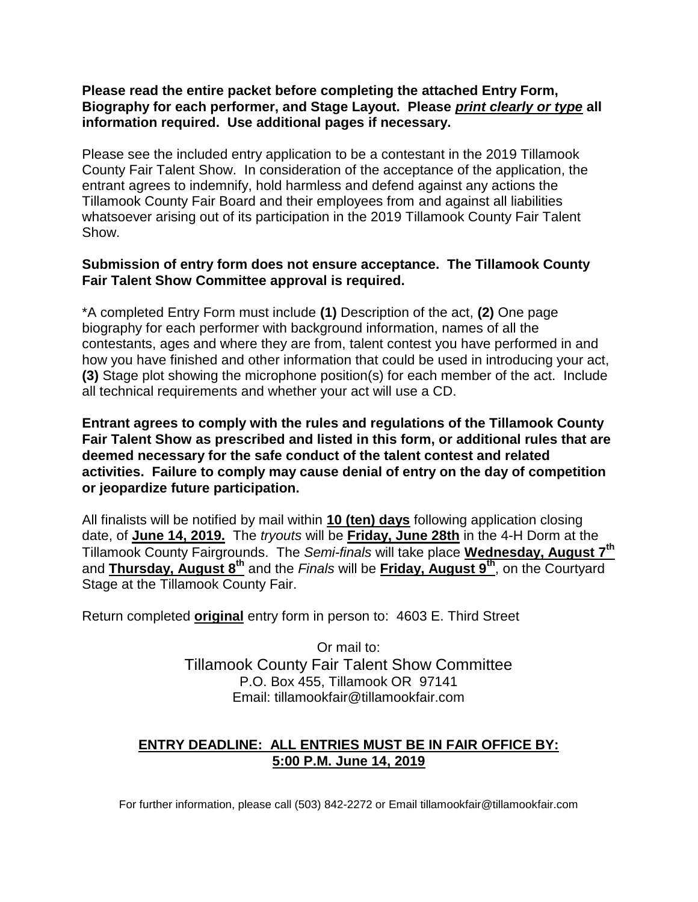**Please read the entire packet before completing the attached Entry Form, Biography for each performer, and Stage Layout. Please *print clearly or type* all information required. Use additional pages if necessary.**

Please see the included entry application to be a contestant in the 2019 Tillamook County Fair Talent Show. In consideration of the acceptance of the application, the entrant agrees to indemnify, hold harmless and defend against any actions the Tillamook County Fair Board and their employees from and against all liabilities whatsoever arising out of its participation in the 2019 Tillamook County Fair Talent Show.

**Submission of entry form does not ensure acceptance. The Tillamook County Fair Talent Show Committee approval is required.**

*A completed Entry Form must include **(1)** Description of the act, **(2)** One page biography for each performer with background information, names of all the contestants, ages and where they are from, talent contest you have performed in and how you have finished and other information that could be used in introducing your act, **(3)** Stage plot showing the microphone position(s) for each member of the act. Include all technical requirements and whether your act will use a CD.

**Entrant agrees to comply with the rules and regulations of the Tillamook County Fair Talent Show as prescribed and listed in this form, or additional rules that are deemed necessary for the safe conduct of the talent contest and related activities. Failure to comply may cause denial of entry on the day of competition or jeopardize future participation.**

All finalists will be notified by mail within **10 (ten) days** following application closing date, of **June 14, 2019.** The *tryouts* will be **Friday, June 28th** in the 4-H Dorm at the Tillamook County Fairgrounds. The *Semi-finals* will take place **Wednesday, August 7th** and **Thursday, August 8th** and the *Finals* will be **Friday, August 9th**, on the Courtyard Stage at the Tillamook County Fair.

Return completed **original** entry form in person to: 4603 E. Third Street

Or mail to:
Tillamook County Fair Talent Show Committee
P.O. Box 455, Tillamook OR 97141
Email: tillamookfair@tillamookfair.com

**ENTRY DEADLINE: ALL ENTRIES MUST BE IN FAIR OFFICE BY: 5:00 P.M. June 14, 2019**

For further information, please call (503) 842-2272 or Email tillamookfair@tillamookfair.com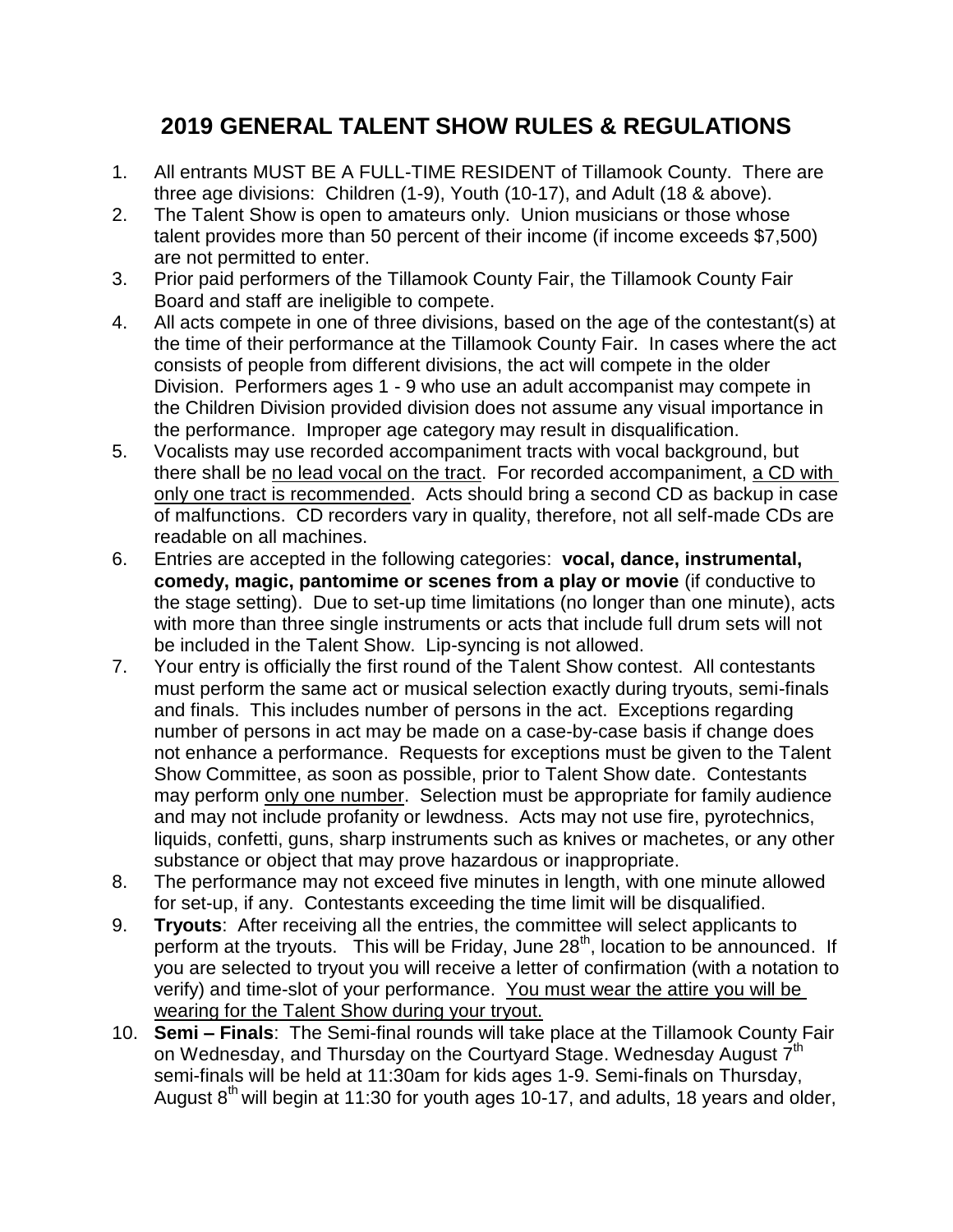# 2019 GENERAL TALENT SHOW RULES & REGULATIONS

1. All entrants MUST BE A FULL-TIME RESIDENT of Tillamook County. There are three age divisions: Children (1-9), Youth (10-17), and Adult (18 & above).
2. The Talent Show is open to amateurs only. Union musicians or those whose talent provides more than 50 percent of their income (if income exceeds $7,500) are not permitted to enter.
3. Prior paid performers of the Tillamook County Fair, the Tillamook County Fair Board and staff are ineligible to compete.
4. All acts compete in one of three divisions, based on the age of the contestant(s) at the time of their performance at the Tillamook County Fair. In cases where the act consists of people from different divisions, the act will compete in the older Division. Performers ages 1 - 9 who use an adult accompanist may compete in the Children Division provided division does not assume any visual importance in the performance. Improper age category may result in disqualification.
5. Vocalists may use recorded accompaniment tracts with vocal background, but there shall be no lead vocal on the tract. For recorded accompaniment, a CD with only one tract is recommended. Acts should bring a second CD as backup in case of malfunctions. CD recorders vary in quality, therefore, not all self-made CDs are readable on all machines.
6. Entries are accepted in the following categories: **vocal, dance, instrumental, comedy, magic, pantomime or scenes from a play or movie** (if conductive to the stage setting). Due to set-up time limitations (no longer than one minute), acts with more than three single instruments or acts that include full drum sets will not be included in the Talent Show. Lip-syncing is not allowed.
7. Your entry is officially the first round of the Talent Show contest. All contestants must perform the same act or musical selection exactly during tryouts, semi-finals and finals. This includes number of persons in the act. Exceptions regarding number of persons in act may be made on a case-by-case basis if change does not enhance a performance. Requests for exceptions must be given to the Talent Show Committee, as soon as possible, prior to Talent Show date. Contestants may perform only one number. Selection must be appropriate for family audience and may not include profanity or lewdness. Acts may not use fire, pyrotechnics, liquids, confetti, guns, sharp instruments such as knives or machetes, or any other substance or object that may prove hazardous or inappropriate.
8. The performance may not exceed five minutes in length, with one minute allowed for set-up, if any. Contestants exceeding the time limit will be disqualified.
9. **Tryouts**: After receiving all the entries, the committee will select applicants to perform at the tryouts. This will be Friday, June 28th, location to be announced. If you are selected to tryout you will receive a letter of confirmation (with a notation to verify) and time-slot of your performance. You must wear the attire you will be wearing for the Talent Show during your tryout.
10. **Semi – Finals**: The Semi-final rounds will take place at the Tillamook County Fair on Wednesday, and Thursday on the Courtyard Stage. Wednesday August 7th semi-finals will be held at 11:30am for kids ages 1-9. Semi-finals on Thursday, August 8th will begin at 11:30 for youth ages 10-17, and adults, 18 years and older,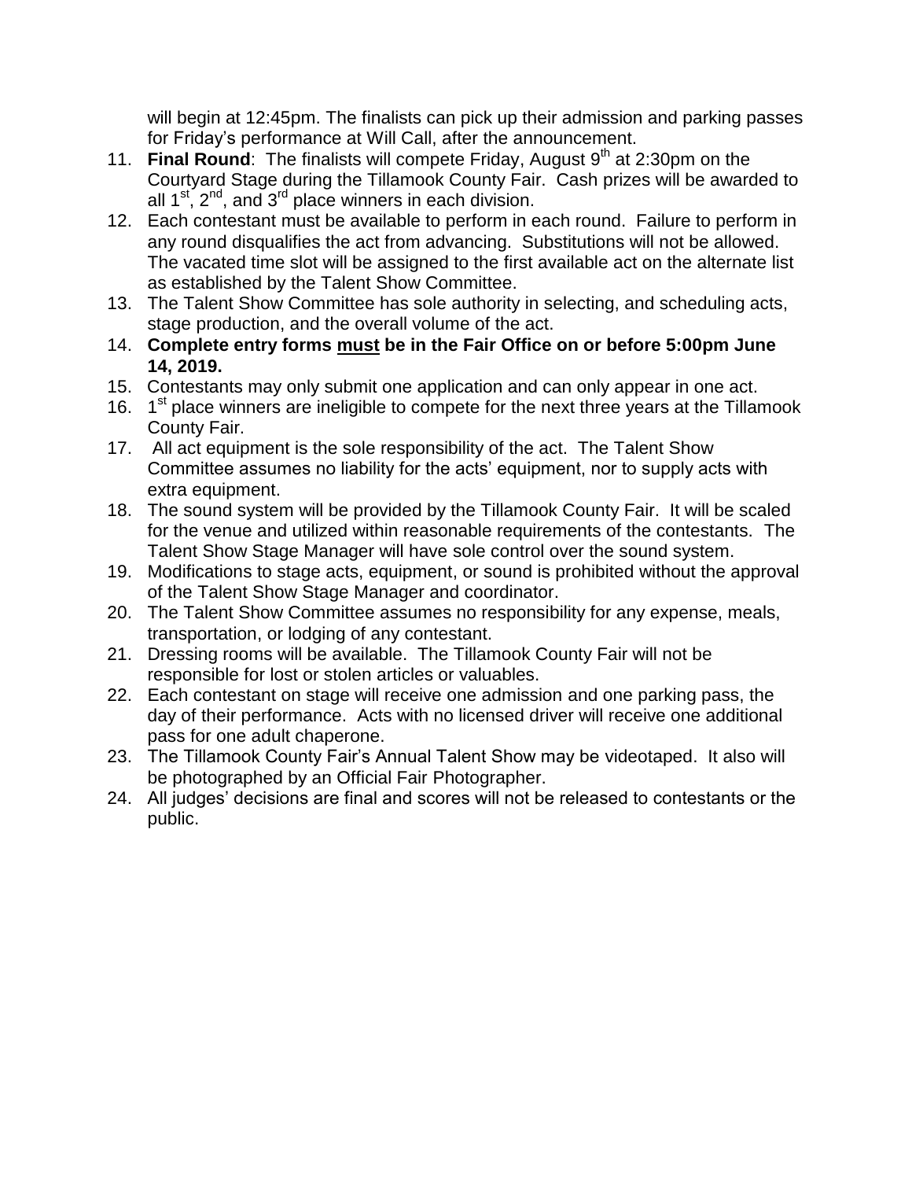will begin at 12:45pm. The finalists can pick up their admission and parking passes for Friday's performance at Will Call, after the announcement.

11. **Final Round**: The finalists will compete Friday, August 9th at 2:30pm on the Courtyard Stage during the Tillamook County Fair. Cash prizes will be awarded to all 1st, 2nd, and 3rd place winners in each division.
12. Each contestant must be available to perform in each round. Failure to perform in any round disqualifies the act from advancing. Substitutions will not be allowed. The vacated time slot will be assigned to the first available act on the alternate list as established by the Talent Show Committee.
13. The Talent Show Committee has sole authority in selecting, and scheduling acts, stage production, and the overall volume of the act.
14. **Complete entry forms <u>must</u> be in the Fair Office on or before 5:00pm June 14, 2019.**
15. Contestants may only submit one application and can only appear in one act.
16. 1st place winners are ineligible to compete for the next three years at the Tillamook County Fair.
17. All act equipment is the sole responsibility of the act. The Talent Show Committee assumes no liability for the acts' equipment, nor to supply acts with extra equipment.
18. The sound system will be provided by the Tillamook County Fair. It will be scaled for the venue and utilized within reasonable requirements of the contestants. The Talent Show Stage Manager will have sole control over the sound system.
19. Modifications to stage acts, equipment, or sound is prohibited without the approval of the Talent Show Stage Manager and coordinator.
20. The Talent Show Committee assumes no responsibility for any expense, meals, transportation, or lodging of any contestant.
21. Dressing rooms will be available. The Tillamook County Fair will not be responsible for lost or stolen articles or valuables.
22. Each contestant on stage will receive one admission and one parking pass, the day of their performance. Acts with no licensed driver will receive one additional pass for one adult chaperone.
23. The Tillamook County Fair's Annual Talent Show may be videotaped. It also will be photographed by an Official Fair Photographer.
24. All judges' decisions are final and scores will not be released to contestants or the public.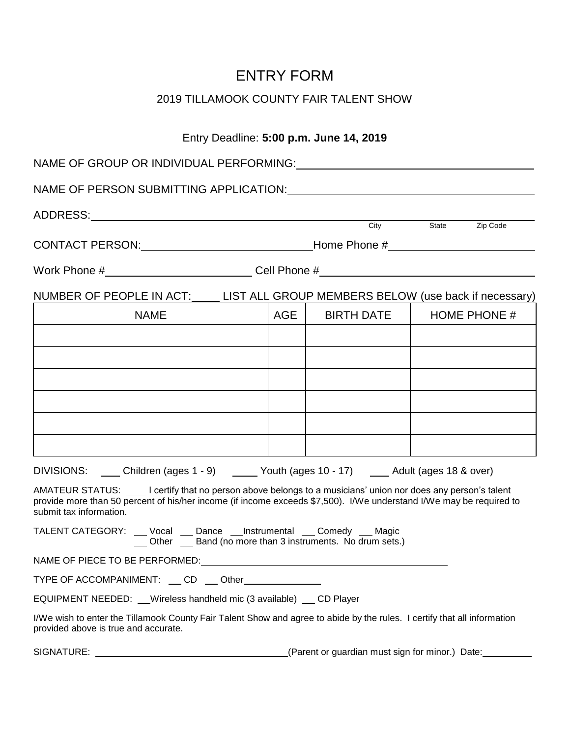# ENTRY FORM

## 2019 TILLAMOOK COUNTY FAIR TALENT SHOW

Entry Deadline: **5:00 p.m. June 14, 2019**

NAME OF GROUP OR INDIVIDUAL PERFORMING: ______________________________

NAME OF PERSON SUBMITTING APPLICATION: ______________________________

ADDRESS: ______________________________ City ______ State ______ Zip Code ______

CONTACT PERSON: ______________________ Home Phone # ______________________

Work Phone # ______________________ Cell Phone # ______________________

NUMBER OF PEOPLE IN ACT: _____ LIST ALL GROUP MEMBERS BELOW (use back if necessary)

| NAME | AGE | BIRTH DATE | HOME PHONE # |
|---|---|---|---|
| | | | |
| | | | |
| | | | |
| | | | |
| | | | |
| | | | |

DIVISIONS: ___ Children (ages 1 - 9) _____ Youth (ages 10 - 17) ___ Adult (ages 18 & over)

AMATEUR STATUS: ____ I certify that no person above belongs to a musicians' union nor does any person's talent provide more than 50 percent of his/her income (if income exceeds $7,500). I/We understand I/We may be required to submit tax information.

TALENT CATEGORY: ___ Vocal ___ Dance ___ Instrumental ___ Comedy ___ Magic ___ Other ___ Band (no more than 3 instruments. No drum sets.)

NAME OF PIECE TO BE PERFORMED: ______________________________

TYPE OF ACCOMPANIMENT: ___ CD ___ Other ______________

EQUIPMENT NEEDED: ___ Wireless handheld mic (3 available) ___ CD Player

I/We wish to enter the Tillamook County Fair Talent Show and agree to abide by the rules. I certify that all information provided above is true and accurate.

SIGNATURE: ______________________________ (Parent or guardian must sign for minor.) Date: __________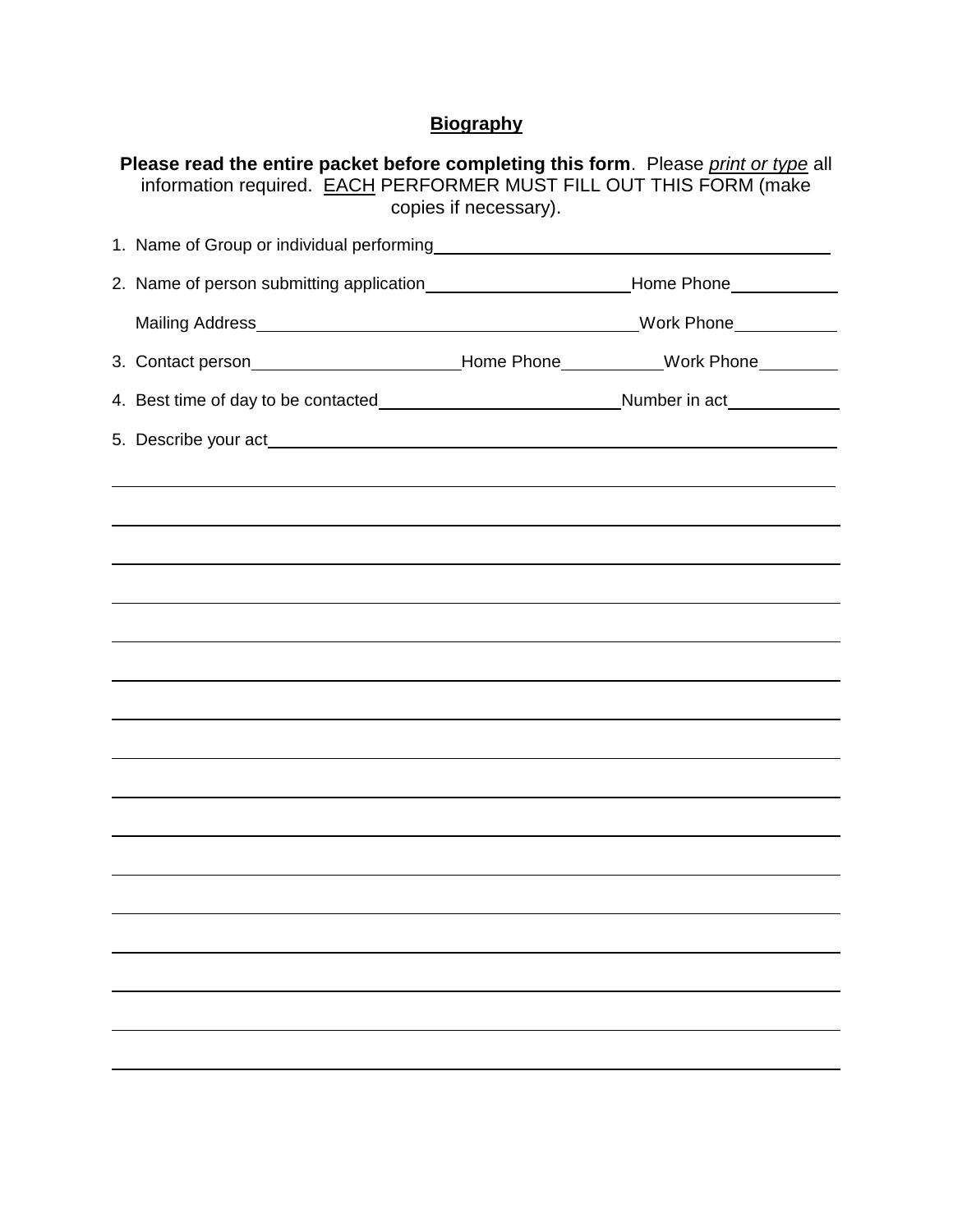## **Biography**

**Please read the entire packet before completing this form**. Please *print or type* all information required. EACH PERFORMER MUST FILL OUT THIS FORM (make copies if necessary).

1. Name of Group or individual performing ____________________________________________
2. Name of person submitting application ______________________ Home Phone ___________

   Mailing Address ________________________________________ Work Phone ___________
3. Contact person ______________________ Home Phone __________ Work Phone ________
4. Best time of day to be contacted _________________________ Number in act ___________
5. Describe your act ______________________________________________________________

___________________________________________________________________________

___________________________________________________________________________

___________________________________________________________________________

___________________________________________________________________________

___________________________________________________________________________

___________________________________________________________________________

___________________________________________________________________________

___________________________________________________________________________

___________________________________________________________________________

___________________________________________________________________________

___________________________________________________________________________

___________________________________________________________________________

___________________________________________________________________________

___________________________________________________________________________

___________________________________________________________________________

___________________________________________________________________________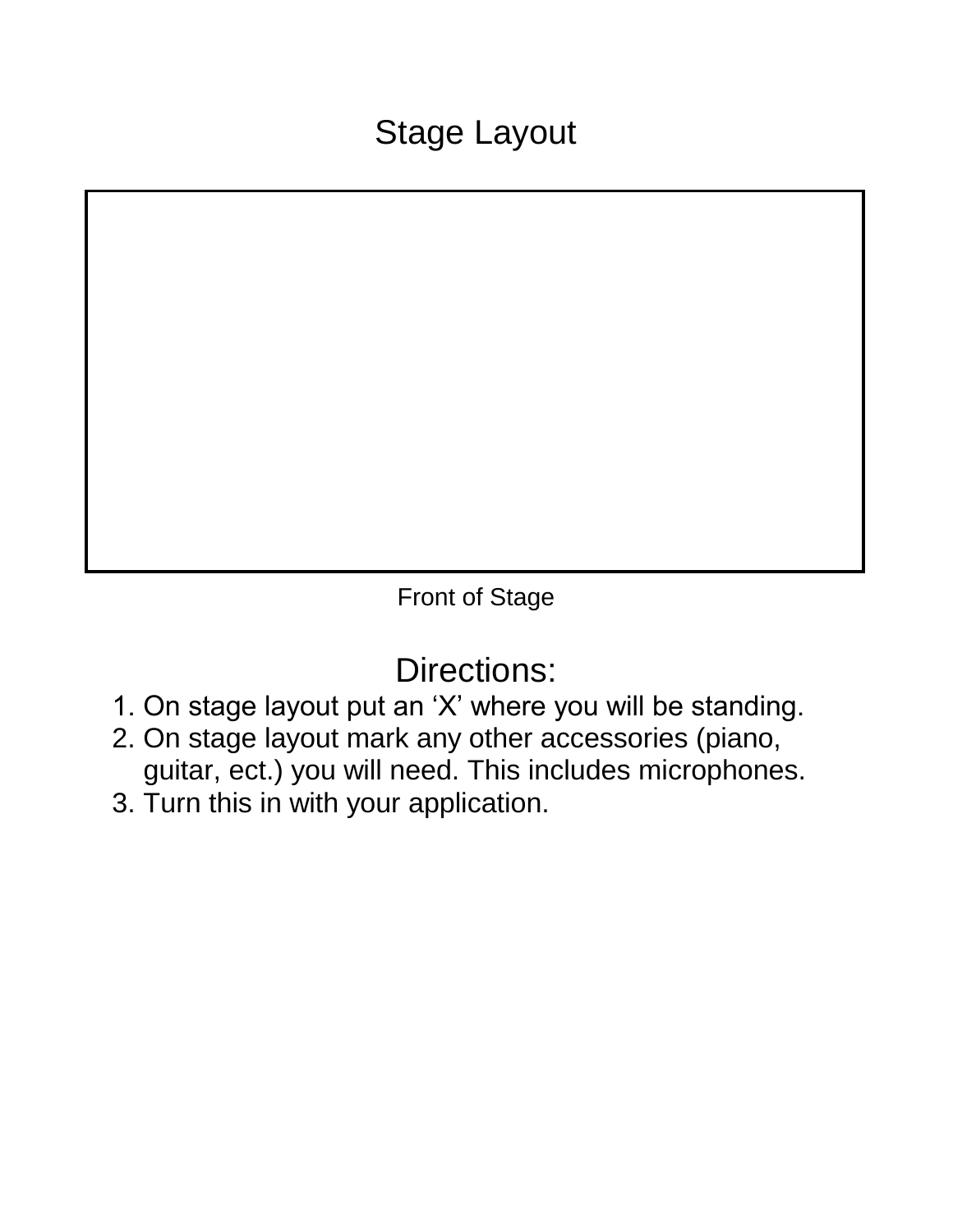# Stage Layout

Front of Stage

## Directions:

1. On stage layout put an 'X' where you will be standing.
2. On stage layout mark any other accessories (piano, guitar, ect.) you will need. This includes microphones.
3. Turn this in with your application.